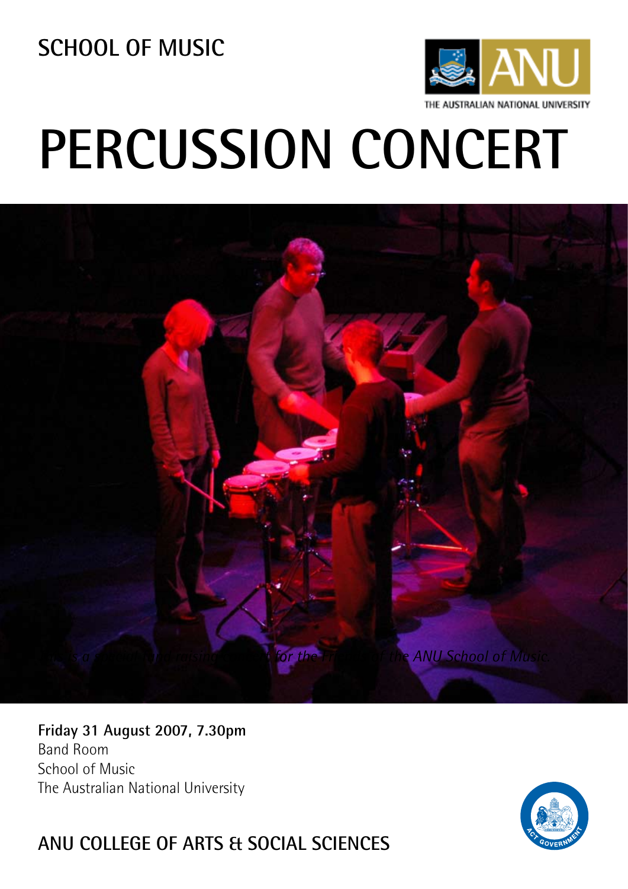## SCHOOL OF MUSIC

THE AUSTRALIAN NATIONAL UNIVERSITY

# PERCUSSION CONCERT

*This is a special fund raising concert for the Friends of the ANU School of Music.*

**Friday 31 August 2007, 7.30pm**
Band Room
School of Music
The Australian National University

## ANU COLLEGE OF ARTS & SOCIAL SCIENCES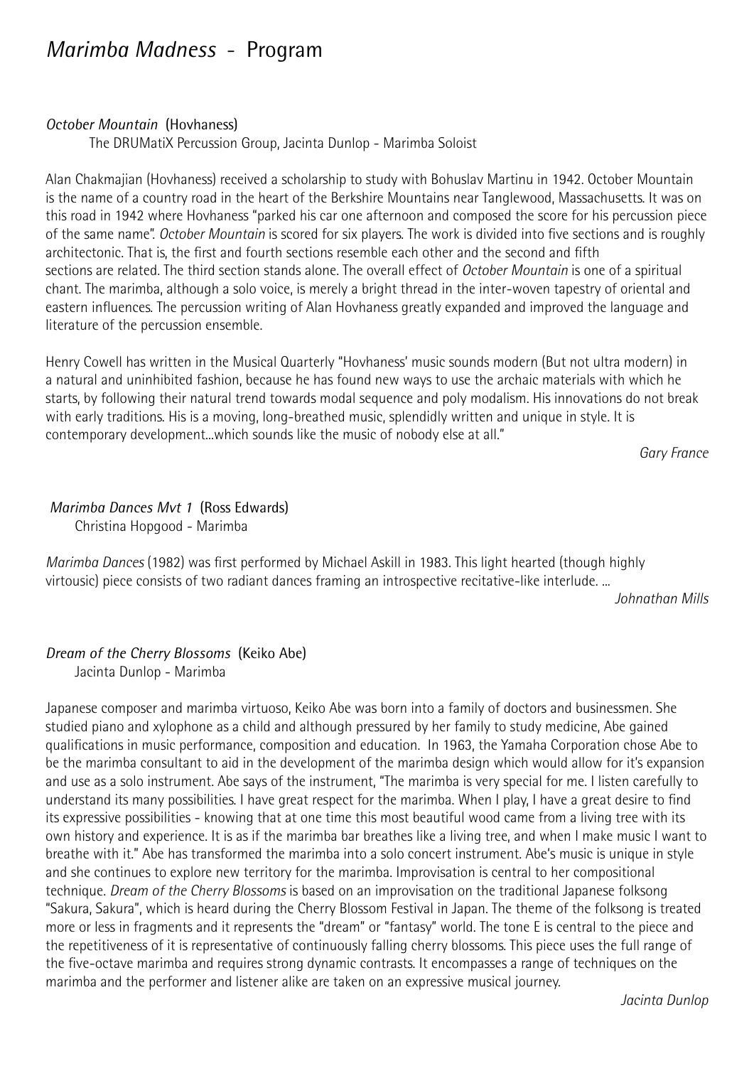# *Marimba Madness* - Program

*October Mountain* (Hovhaness)

The DRUMatiX Percussion Group, Jacinta Dunlop - Marimba Soloist

Alan Chakmajian (Hovhaness) received a scholarship to study with Bohuslav Martinu in 1942. October Mountain is the name of a country road in the heart of the Berkshire Mountains near Tanglewood, Massachusetts. It was on this road in 1942 where Hovhaness "parked his car one afternoon and composed the score for his percussion piece of the same name". *October Mountain* is scored for six players. The work is divided into five sections and is roughly architectonic. That is, the first and fourth sections resemble each other and the second and fifth sections are related. The third section stands alone. The overall effect of *October Mountain* is one of a spiritual chant. The marimba, although a solo voice, is merely a bright thread in the inter-woven tapestry of oriental and eastern influences. The percussion writing of Alan Hovhaness greatly expanded and improved the language and literature of the percussion ensemble.

Henry Cowell has written in the Musical Quarterly "Hovhaness' music sounds modern (But not ultra modern) in a natural and uninhibited fashion, because he has found new ways to use the archaic materials with which he starts, by following their natural trend towards modal sequence and poly modalism. His innovations do not break with early traditions. His is a moving, long-breathed music, splendidly written and unique in style. It is contemporary development...which sounds like the music of nobody else at all."

*Gary France*

*Marimba Dances Mvt 1* (Ross Edwards)

Christina Hopgood - Marimba

*Marimba Dances* (1982) was first performed by Michael Askill in 1983. This light hearted (though highly virtousic) piece consists of two radiant dances framing an introspective recitative-like interlude. ...

*Johnathan Mills*

*Dream of the Cherry Blossoms* (Keiko Abe)

Jacinta Dunlop - Marimba

Japanese composer and marimba virtuoso, Keiko Abe was born into a family of doctors and businessmen. She studied piano and xylophone as a child and although pressured by her family to study medicine, Abe gained qualifications in music performance, composition and education. In 1963, the Yamaha Corporation chose Abe to be the marimba consultant to aid in the development of the marimba design which would allow for it's expansion and use as a solo instrument. Abe says of the instrument, "The marimba is very special for me. I listen carefully to understand its many possibilities. I have great respect for the marimba. When I play, I have a great desire to find its expressive possibilities - knowing that at one time this most beautiful wood came from a living tree with its own history and experience. It is as if the marimba bar breathes like a living tree, and when I make music I want to breathe with it." Abe has transformed the marimba into a solo concert instrument. Abe's music is unique in style and she continues to explore new territory for the marimba. Improvisation is central to her compositional technique. *Dream of the Cherry Blossoms* is based on an improvisation on the traditional Japanese folksong "Sakura, Sakura", which is heard during the Cherry Blossom Festival in Japan. The theme of the folksong is treated more or less in fragments and it represents the "dream" or "fantasy" world. The tone E is central to the piece and the repetitiveness of it is representative of continuously falling cherry blossoms. This piece uses the full range of the five-octave marimba and requires strong dynamic contrasts. It encompasses a range of techniques on the marimba and the performer and listener alike are taken on an expressive musical journey.

*Jacinta Dunlop*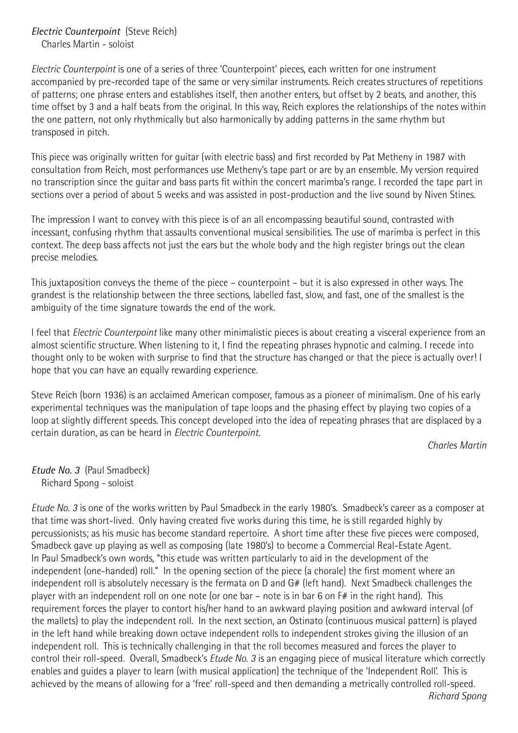*Electric Counterpoint* (Steve Reich)
Charles Martin - soloist

*Electric Counterpoint* is one of a series of three 'Counterpoint' pieces, each written for one instrument accompanied by pre-recorded tape of the same or very similar instruments. Reich creates structures of repetitions of patterns; one phrase enters and establishes itself, then another enters, but offset by 2 beats, and another, this time offset by 3 and a half beats from the original. In this way, Reich explores the relationships of the notes within the one pattern, not only rhythmically but also harmonically by adding patterns in the same rhythm but transposed in pitch.

This piece was originally written for guitar (with electric bass) and first recorded by Pat Metheny in 1987 with consultation from Reich, most performances use Metheny's tape part or are by an ensemble. My version required no transcription since the guitar and bass parts fit within the concert marimba's range. I recorded the tape part in sections over a period of about 5 weeks and was assisted in post-production and the live sound by Niven Stines.

The impression I want to convey with this piece is of an all encompassing beautiful sound, contrasted with incessant, confusing rhythm that assaults conventional musical sensibilities. The use of marimba is perfect in this context. The deep bass affects not just the ears but the whole body and the high register brings out the clean precise melodies.

This juxtaposition conveys the theme of the piece – counterpoint – but it is also expressed in other ways. The grandest is the relationship between the three sections, labelled fast, slow, and fast, one of the smallest is the ambiguity of the time signature towards the end of the work.

I feel that *Electric Counterpoint* like many other minimalistic pieces is about creating a visceral experience from an almost scientific structure. When listening to it, I find the repeating phrases hypnotic and calming. I recede into thought only to be woken with surprise to find that the structure has changed or that the piece is actually over! I hope that you can have an equally rewarding experience.

Steve Reich (born 1936) is an acclaimed American composer, famous as a pioneer of minimalism. One of his early experimental techniques was the manipulation of tape loops and the phasing effect by playing two copies of a loop at slightly different speeds. This concept developed into the idea of repeating phrases that are displaced by a certain duration, as can be heard in *Electric Counterpoint.*

*Charles Martin*

*Etude No. 3* (Paul Smadbeck)
Richard Spong - soloist

*Etude No. 3* is one of the works written by Paul Smadbeck in the early 1980's. Smadbeck's career as a composer at that time was short-lived. Only having created five works during this time, he is still regarded highly by percussionists; as his music has become standard repertoire. A short time after these five pieces were composed, Smadbeck gave up playing as well as composing (late 1980's) to become a Commercial Real-Estate Agent. In Paul Smadbeck's own words, "this etude was written particularly to aid in the development of the independent (one-handed) roll." In the opening section of the piece (a chorale) the first moment where an independent roll is absolutely necessary is the fermata on D and G# (left hand). Next Smadbeck challenges the player with an independent roll on one note (or one bar – note is in bar 6 on F# in the right hand). This requirement forces the player to contort his/her hand to an awkward playing position and awkward interval (of the mallets) to play the independent roll. In the next section, an Ostinato (continuous musical pattern) is played in the left hand while breaking down octave independent rolls to independent strokes giving the illusion of an independent roll. This is technically challenging in that the roll becomes measured and forces the player to control their roll-speed. Overall, Smadbeck's *Etude No. 3* is an engaging piece of musical literature which correctly enables and guides a player to learn (with musical application) the technique of the 'Independent Roll'. This is achieved by the means of allowing for a 'free' roll-speed and then demanding a metrically controlled roll-speed.

*Richard Spong*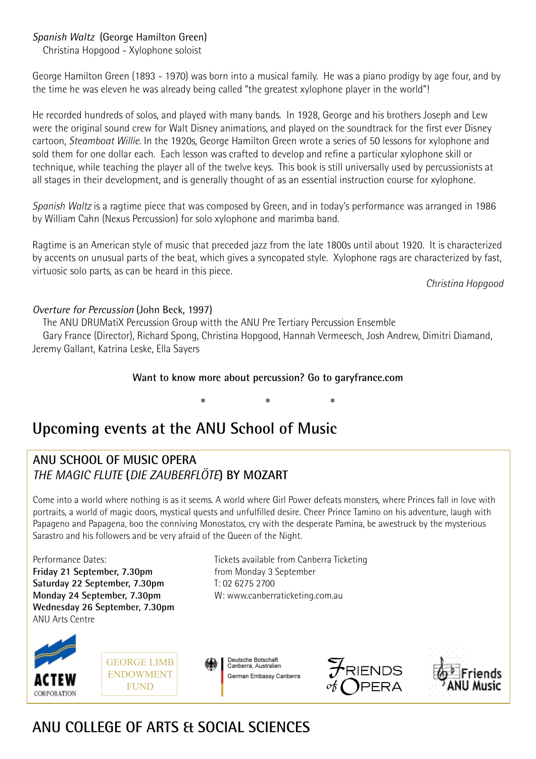*Spanish Waltz* (George Hamilton Green)
Christina Hopgood - Xylophone soloist

George Hamilton Green (1893 - 1970) was born into a musical family. He was a piano prodigy by age four, and by the time he was eleven he was already being called "the greatest xylophone player in the world"!

He recorded hundreds of solos, and played with many bands. In 1928, George and his brothers Joseph and Lew were the original sound crew for Walt Disney animations, and played on the soundtrack for the first ever Disney cartoon, *Steamboat Willie*. In the 1920s, George Hamilton Green wrote a series of 50 lessons for xylophone and sold them for one dollar each. Each lesson was crafted to develop and refine a particular xylophone skill or technique, while teaching the player all of the twelve keys. This book is still universally used by percussionists at all stages in their development, and is generally thought of as an essential instruction course for xylophone.

*Spanish Waltz* is a ragtime piece that was composed by Green, and in today's performance was arranged in 1986 by William Cahn (Nexus Percussion) for solo xylophone and marimba band.

Ragtime is an American style of music that preceded jazz from the late 1800s until about 1920. It is characterized by accents on unusual parts of the beat, which gives a syncopated style. Xylophone rags are characterized by fast, virtuosic solo parts, as can be heard in this piece.

*Christina Hopgood*

*Overture for Percussion* (John Beck, 1997)
The ANU DRUMatiX Percussion Group witth the ANU Pre Tertiary Percussion Ensemble
Gary France (Director), Richard Spong, Christina Hopgood, Hannah Vermeesch, Josh Andrew, Dimitri Diamand, Jeremy Gallant, Katrina Leske, Ella Sayers

**Want to know more about percussion? Go to garyfrance.com**

\* \* \*

## Upcoming events at the ANU School of Music

### ANU SCHOOL OF MUSIC OPERA
### *THE MAGIC FLUTE* (*DIE ZAUBERFLÖTE*) BY MOZART

Come into a world where nothing is as it seems. A world where Girl Power defeats monsters, where Princes fall in love with portraits, a world of magic doors, mystical quests and unfulfilled desire. Cheer Prince Tamino on his adventure, laugh with Papageno and Papagena, boo the conniving Monostatos, cry with the desperate Pamina, be awestruck by the mysterious Sarastro and his followers and be very afraid of the Queen of the Night.

Performance Dates:
**Friday 21 September, 7.30pm**
**Saturday 22 September, 7.30pm**
**Monday 24 September, 7.30pm**
**Wednesday 26 September, 7.30pm**
ANU Arts Centre

Tickets available from Canberra Ticketing
from Monday 3 September
T: 02 6275 2700
W: www.canberraticketing.com.au

ACTEW CORPORATION

GEORGE LIMB ENDOWMENT FUND

Deutsche Botschaft Canberra, Australien
German Embassy Canberra

FRIENDS of OPERA

Friends ANU Music

## ANU COLLEGE OF ARTS & SOCIAL SCIENCES